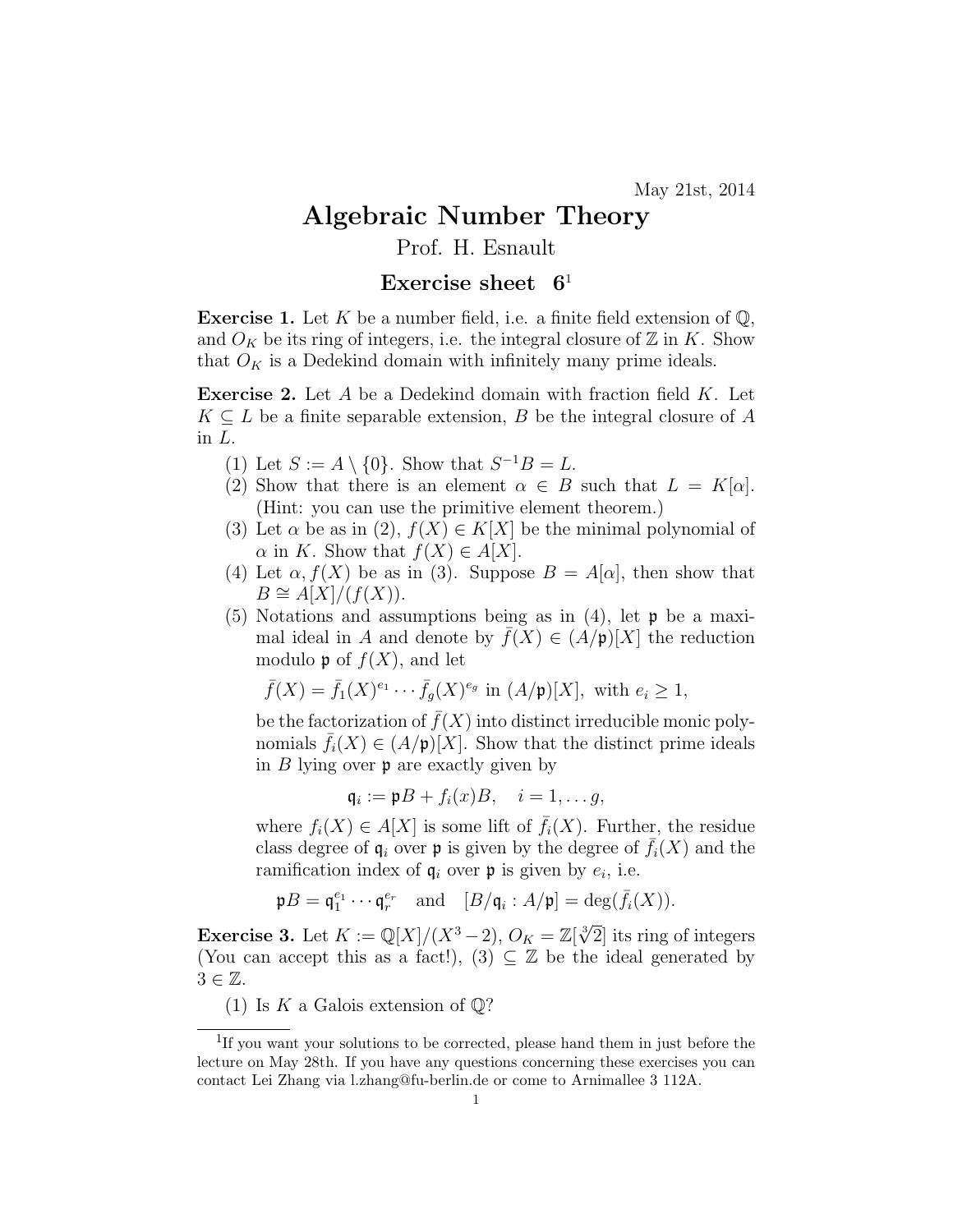May 21st, 2014

# Algebraic Number Theory

Prof. H. Esnault

## Exercise sheet 6[1]

**Exercise 1.** Let $K$ be a number field, i.e. a finite field extension of $\mathbb{Q}$, and $O_K$ be its ring of integers, i.e. the integral closure of $\mathbb{Z}$ in $K$. Show that $O_K$ is a Dedekind domain with infinitely many prime ideals.

**Exercise 2.** Let $A$ be a Dedekind domain with fraction field $K$. Let $K \subseteq L$ be a finite separable extension, $B$ be the integral closure of $A$ in $L$.

(1) Let $S := A \setminus \{0\}$. Show that $S^{-1}B = L$.

(2) Show that there is an element $\alpha \in B$ such that $L = K[\alpha]$. (Hint: you can use the primitive element theorem.)

(3) Let $\alpha$ be as in (2), $f(X) \in K[X]$ be the minimal polynomial of $\alpha$ in $K$. Show that $f(X) \in A[X]$.

(4) Let $\alpha, f(X)$ be as in (3). Suppose $B = A[\alpha]$, then show that $B \cong A[X]/(f(X))$.

(5) Notations and assumptions being as in (4), let $\mathfrak{p}$ be a maximal ideal in $A$ and denote by $\bar{f}(X) \in (A/\mathfrak{p})[X]$ the reduction modulo $\mathfrak{p}$ of $f(X)$, and let

$$\bar{f}(X) = \bar{f}_1(X)^{e_1} \cdots \bar{f}_g(X)^{e_g} \text{ in } (A/\mathfrak{p})[X], \text{ with } e_i \geq 1,$$

be the factorization of $\bar{f}(X)$ into distinct irreducible monic polynomials $\bar{f}_i(X) \in (A/\mathfrak{p})[X]$. Show that the distinct prime ideals in $B$ lying over $\mathfrak{p}$ are exactly given by

$$\mathfrak{q}_i := \mathfrak{p}B + f_i(x)B, \quad i = 1, \dots g,$$

where $f_i(X) \in A[X]$ is some lift of $\bar{f}_i(X)$. Further, the residue class degree of $\mathfrak{q}_i$ over $\mathfrak{p}$ is given by the degree of $\bar{f}_i(X)$ and the ramification index of $\mathfrak{q}_i$ over $\mathfrak{p}$ is given by $e_i$, i.e.

$$\mathfrak{p}B = \mathfrak{q}_1^{e_1} \cdots \mathfrak{q}_r^{e_r} \quad \text{and} \quad [B/\mathfrak{q}_i : A/\mathfrak{p}] = \deg(\bar{f}_i(X)).$$

**Exercise 3.** Let $K := \mathbb{Q}[X]/(X^3 - 2)$, $O_K = \mathbb{Z}[\sqrt[3]{2}]$ its ring of integers (You can accept this as a fact!), $(3) \subseteq \mathbb{Z}$ be the ideal generated by $3 \in \mathbb{Z}$.

(1) Is $K$ a Galois extension of $\mathbb{Q}$?

[1] If you want your solutions to be corrected, please hand them in just before the lecture on May 28th. If you have any questions concerning these exercises you can contact Lei Zhang via l.zhang@fu-berlin.de or come to Arnimallee 3 112A.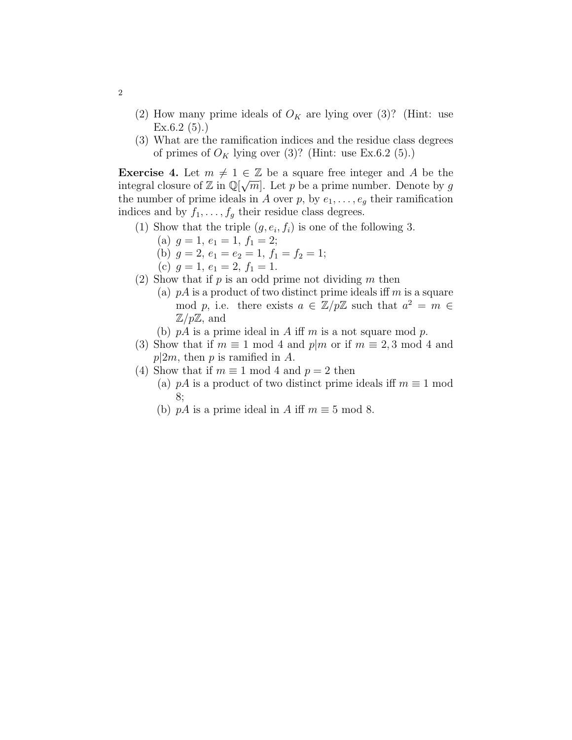(2) How many prime ideals of $O_K$ are lying over (3)? (Hint: use Ex.6.2 (5).)

(3) What are the ramification indices and the residue class degrees of primes of $O_K$ lying over (3)? (Hint: use Ex.6.2 (5).)

**Exercise 4.** Let $m \neq 1 \in \mathbb{Z}$ be a square free integer and $A$ be the integral closure of $\mathbb{Z}$ in $\mathbb{Q}[\sqrt{m}]$. Let $p$ be a prime number. Denote by $g$ the number of prime ideals in $A$ over $p$, by $e_1, \ldots, e_g$ their ramification indices and by $f_1, \ldots, f_g$ their residue class degrees.

(1) Show that the triple $(g, e_i, f_i)$ is one of the following 3.
   (a) $g = 1$, $e_1 = 1$, $f_1 = 2$;
   (b) $g = 2$, $e_1 = e_2 = 1$, $f_1 = f_2 = 1$;
   (c) $g = 1$, $e_1 = 2$, $f_1 = 1$.

(2) Show that if $p$ is an odd prime not dividing $m$ then
   (a) $pA$ is a product of two distinct prime ideals iff $m$ is a square mod $p$, i.e. there exists $a \in \mathbb{Z}/p\mathbb{Z}$ such that $a^2 = m \in \mathbb{Z}/p\mathbb{Z}$, and
   (b) $pA$ is a prime ideal in $A$ iff $m$ is a not square mod $p$.

(3) Show that if $m \equiv 1 \bmod 4$ and $p|m$ or if $m \equiv 2, 3 \bmod 4$ and $p|2m$, then $p$ is ramified in $A$.

(4) Show that if $m \equiv 1 \bmod 4$ and $p = 2$ then
   (a) $pA$ is a product of two distinct prime ideals iff $m \equiv 1 \bmod 8$;
   (b) $pA$ is a prime ideal in $A$ iff $m \equiv 5 \bmod 8$.